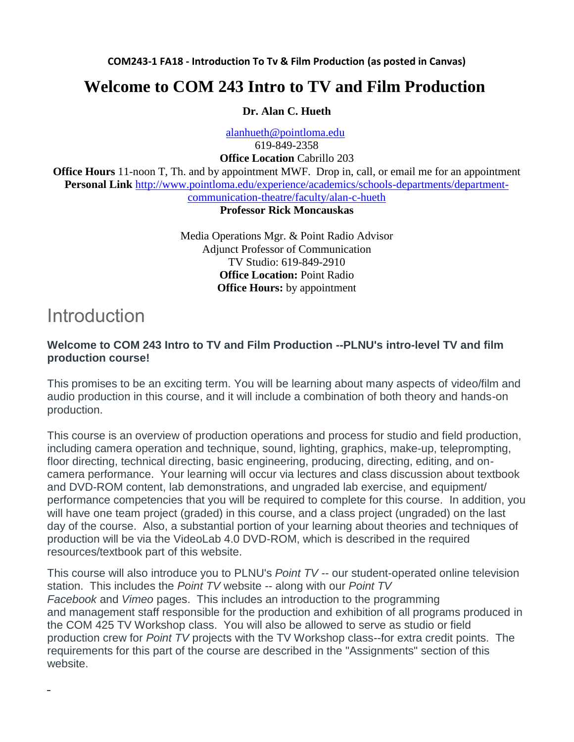**COM243-1 FA18 - Introduction To Tv & Film Production (as posted in Canvas)**

# Welcome to COM 243 Intro to TV and Film Production

**Dr. Alan C. Hueth**

alanhueth@pointloma.edu
619-849-2358
**Office Location** Cabrillo 203
**Office Hours** 11-noon T, Th. and by appointment MWF. Drop in, call, or email me for an appointment
**Personal Link** http://www.pointloma.edu/experience/academics/schools-departments/department-communication-theatre/faculty/alan-c-hueth
**Professor Rick Moncauskas**

Media Operations Mgr. & Point Radio Advisor
Adjunct Professor of Communication
TV Studio: 619-849-2910
**Office Location:** Point Radio
**Office Hours:** by appointment

## Introduction

**Welcome to COM 243 Intro to TV and Film Production --PLNU's intro-level TV and film production course!**

This promises to be an exciting term. You will be learning about many aspects of video/film and audio production in this course, and it will include a combination of both theory and hands-on production.

This course is an overview of production operations and process for studio and field production, including camera operation and technique, sound, lighting, graphics, make-up, teleprompting, floor directing, technical directing, basic engineering, producing, directing, editing, and on-camera performance. Your learning will occur via lectures and class discussion about textbook and DVD-ROM content, lab demonstrations, and ungraded lab exercise, and equipment/ performance competencies that you will be required to complete for this course. In addition, you will have one team project (graded) in this course, and a class project (ungraded) on the last day of the course. Also, a substantial portion of your learning about theories and techniques of production will be via the VideoLab 4.0 DVD-ROM, which is described in the required resources/textbook part of this website.

This course will also introduce you to PLNU's *Point TV* -- our student-operated online television station. This includes the *Point TV* website -- along with our *Point TV Facebook* and *Vimeo* pages. This includes an introduction to the programming and management staff responsible for the production and exhibition of all programs produced in the COM 425 TV Workshop class. You will also be allowed to serve as studio or field production crew for *Point TV* projects with the TV Workshop class--for extra credit points. The requirements for this part of the course are described in the "Assignments" section of this website.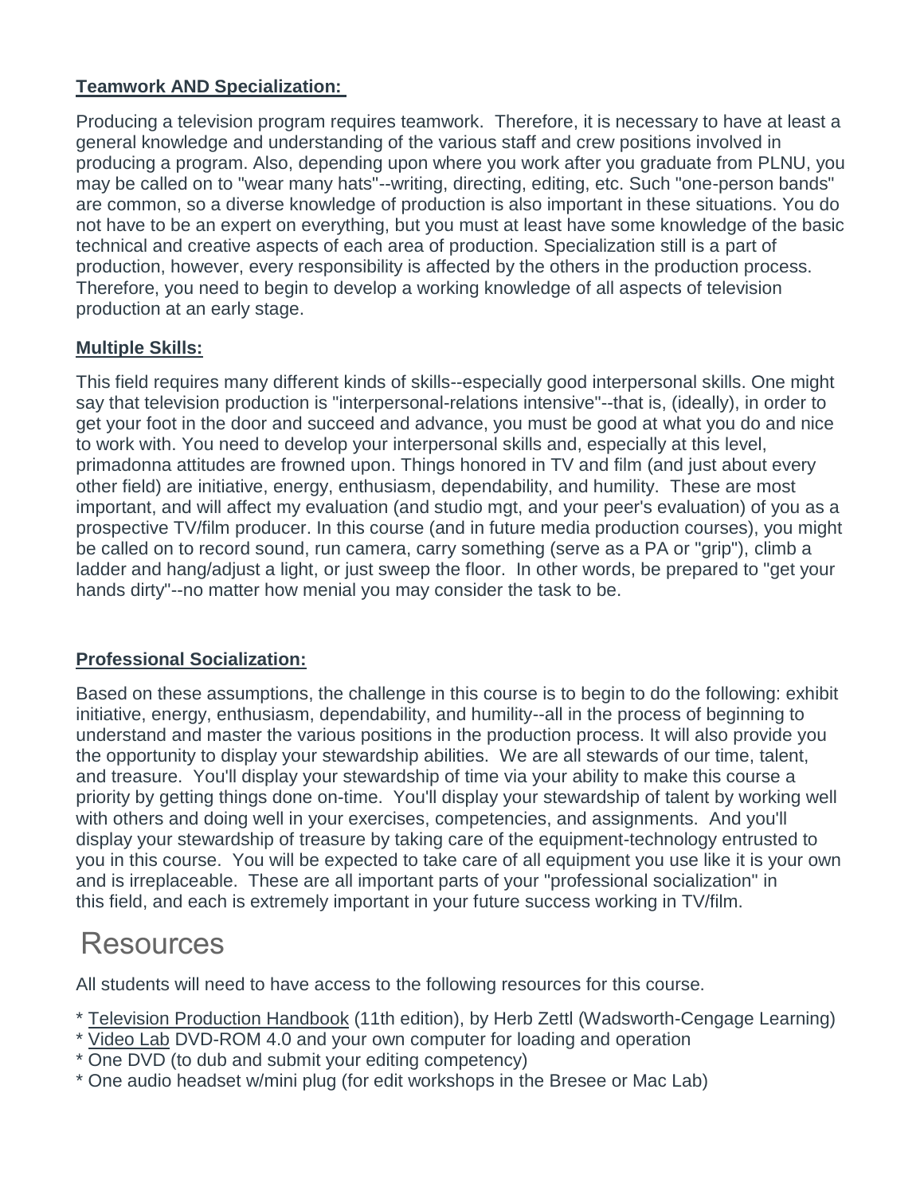**Teamwork AND Specialization:**

Producing a television program requires teamwork. Therefore, it is necessary to have at least a general knowledge and understanding of the various staff and crew positions involved in producing a program. Also, depending upon where you work after you graduate from PLNU, you may be called on to "wear many hats"--writing, directing, editing, etc. Such "one-person bands" are common, so a diverse knowledge of production is also important in these situations. You do not have to be an expert on everything, but you must at least have some knowledge of the basic technical and creative aspects of each area of production. Specialization still is a part of production, however, every responsibility is affected by the others in the production process. Therefore, you need to begin to develop a working knowledge of all aspects of television production at an early stage.

**Multiple Skills:**

This field requires many different kinds of skills--especially good interpersonal skills. One might say that television production is "interpersonal-relations intensive"--that is, (ideally), in order to get your foot in the door and succeed and advance, you must be good at what you do and nice to work with. You need to develop your interpersonal skills and, especially at this level, primadonna attitudes are frowned upon. Things honored in TV and film (and just about every other field) are initiative, energy, enthusiasm, dependability, and humility. These are most important, and will affect my evaluation (and studio mgt, and your peer's evaluation) of you as a prospective TV/film producer. In this course (and in future media production courses), you might be called on to record sound, run camera, carry something (serve as a PA or "grip"), climb a ladder and hang/adjust a light, or just sweep the floor. In other words, be prepared to "get your hands dirty"--no matter how menial you may consider the task to be.

**Professional Socialization:**

Based on these assumptions, the challenge in this course is to begin to do the following: exhibit initiative, energy, enthusiasm, dependability, and humility--all in the process of beginning to understand and master the various positions in the production process. It will also provide you the opportunity to display your stewardship abilities. We are all stewards of our time, talent, and treasure. You'll display your stewardship of time via your ability to make this course a priority by getting things done on-time. You'll display your stewardship of talent by working well with others and doing well in your exercises, competencies, and assignments. And you'll display your stewardship of treasure by taking care of the equipment-technology entrusted to you in this course. You will be expected to take care of all equipment you use like it is your own and is irreplaceable. These are all important parts of your "professional socialization" in this field, and each is extremely important in your future success working in TV/film.

# Resources

All students will need to have access to the following resources for this course.

* Television Production Handbook (11th edition), by Herb Zettl (Wadsworth-Cengage Learning)
* Video Lab DVD-ROM 4.0 and your own computer for loading and operation
* One DVD (to dub and submit your editing competency)
* One audio headset w/mini plug (for edit workshops in the Bresee or Mac Lab)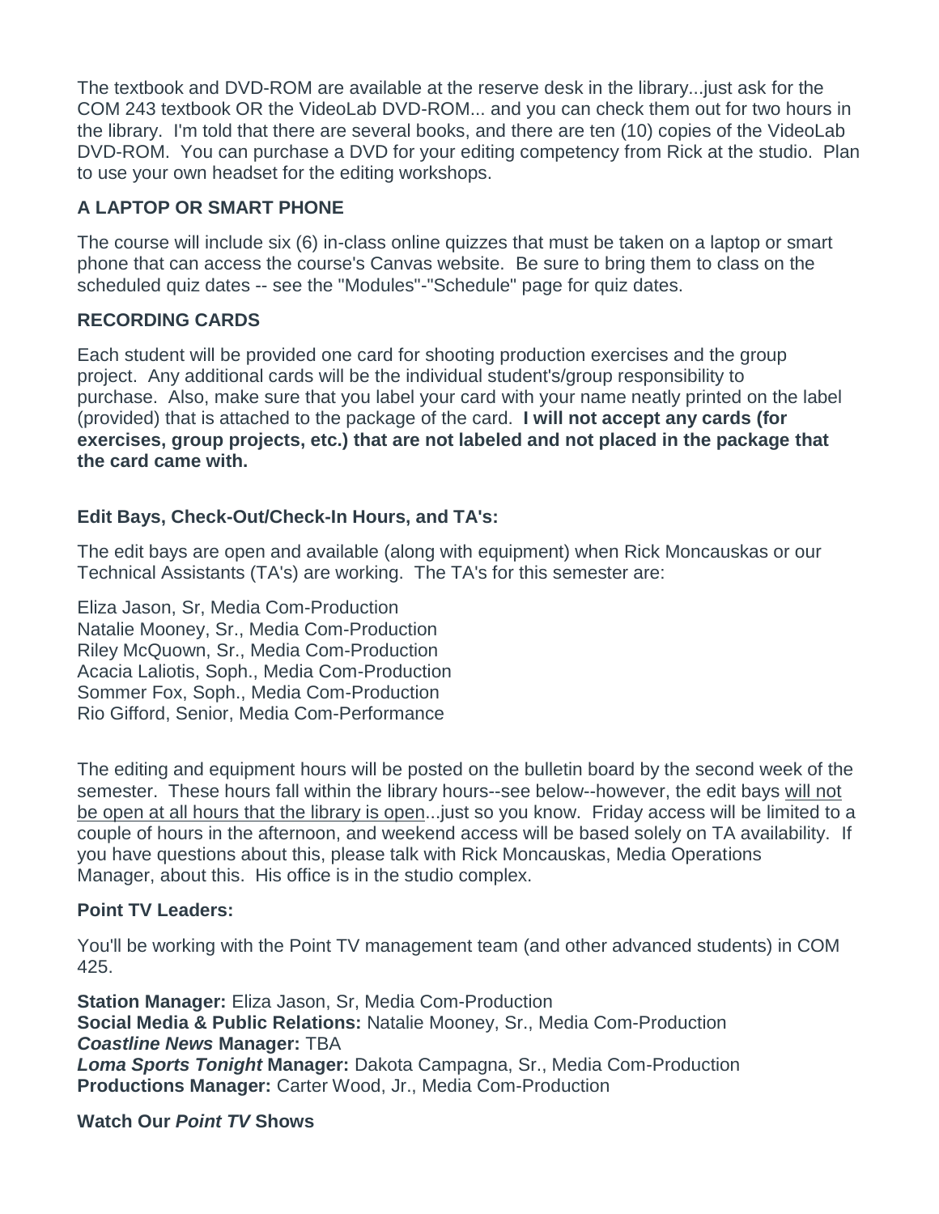The textbook and DVD-ROM are available at the reserve desk in the library...just ask for the COM 243 textbook OR the VideoLab DVD-ROM... and you can check them out for two hours in the library. I'm told that there are several books, and there are ten (10) copies of the VideoLab DVD-ROM. You can purchase a DVD for your editing competency from Rick at the studio. Plan to use your own headset for the editing workshops.

### A LAPTOP OR SMART PHONE

The course will include six (6) in-class online quizzes that must be taken on a laptop or smart phone that can access the course's Canvas website. Be sure to bring them to class on the scheduled quiz dates -- see the "Modules"-"Schedule" page for quiz dates.

### RECORDING CARDS

Each student will be provided one card for shooting production exercises and the group project. Any additional cards will be the individual student's/group responsibility to purchase. Also, make sure that you label your card with your name neatly printed on the label (provided) that is attached to the package of the card. **I will not accept any cards (for exercises, group projects, etc.) that are not labeled and not placed in the package that the card came with.**

### Edit Bays, Check-Out/Check-In Hours, and TA's:

The edit bays are open and available (along with equipment) when Rick Moncauskas or our Technical Assistants (TA's) are working. The TA's for this semester are:

Eliza Jason, Sr, Media Com-Production
Natalie Mooney, Sr., Media Com-Production
Riley McQuown, Sr., Media Com-Production
Acacia Laliotis, Soph., Media Com-Production
Sommer Fox, Soph., Media Com-Production
Rio Gifford, Senior, Media Com-Performance

The editing and equipment hours will be posted on the bulletin board by the second week of the semester. These hours fall within the library hours--see below--however, the edit bays <u>will not be open at all hours that the library is open</u>...just so you know. Friday access will be limited to a couple of hours in the afternoon, and weekend access will be based solely on TA availability. If you have questions about this, please talk with Rick Moncauskas, Media Operations Manager, about this. His office is in the studio complex.

### Point TV Leaders:

You'll be working with the Point TV management team (and other advanced students) in COM 425.

**Station Manager:** Eliza Jason, Sr, Media Com-Production
**Social Media & Public Relations:** Natalie Mooney, Sr., Media Com-Production
***Coastline News* Manager:** TBA
***Loma Sports Tonight* Manager:** Dakota Campagna, Sr., Media Com-Production
**Productions Manager:** Carter Wood, Jr., Media Com-Production

### Watch Our *Point TV* Shows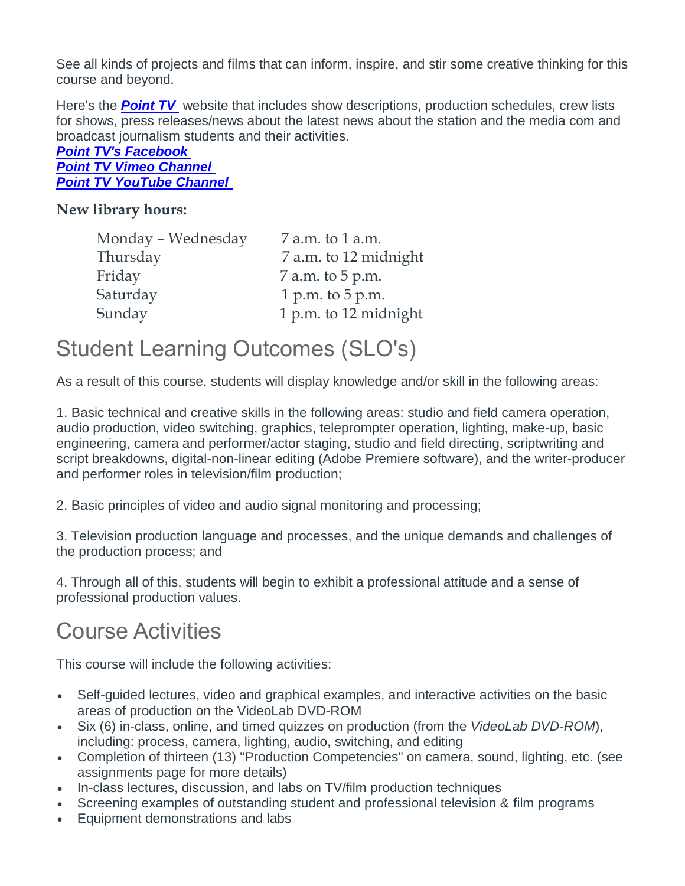See all kinds of projects and films that can inform, inspire, and stir some creative thinking for this course and beyond.

Here's the ***Point TV*** website that includes show descriptions, production schedules, crew lists for shows, press releases/news about the latest news about the station and the media com and broadcast journalism students and their activities.
***Point TV's Facebook***
***Point TV Vimeo Channel***
***Point TV YouTube Channel***

**New library hours:**

| | |
|---|---|
| Monday – Wednesday | 7 a.m. to 1 a.m. |
| Thursday | 7 a.m. to 12 midnight |
| Friday | 7 a.m. to 5 p.m. |
| Saturday | 1 p.m. to 5 p.m. |
| Sunday | 1 p.m. to 12 midnight |

# Student Learning Outcomes (SLO's)

As a result of this course, students will display knowledge and/or skill in the following areas:

1. Basic technical and creative skills in the following areas: studio and field camera operation, audio production, video switching, graphics, teleprompter operation, lighting, make-up, basic engineering, camera and performer/actor staging, studio and field directing, scriptwriting and script breakdowns, digital-non-linear editing (Adobe Premiere software), and the writer-producer and performer roles in television/film production;

2. Basic principles of video and audio signal monitoring and processing;

3. Television production language and processes, and the unique demands and challenges of the production process; and

4. Through all of this, students will begin to exhibit a professional attitude and a sense of professional production values.

# Course Activities

This course will include the following activities:

- Self-guided lectures, video and graphical examples, and interactive activities on the basic areas of production on the VideoLab DVD-ROM
- Six (6) in-class, online, and timed quizzes on production (from the *VideoLab DVD-ROM*), including: process, camera, lighting, audio, switching, and editing
- Completion of thirteen (13) "Production Competencies" on camera, sound, lighting, etc. (see assignments page for more details)
- In-class lectures, discussion, and labs on TV/film production techniques
- Screening examples of outstanding student and professional television & film programs
- Equipment demonstrations and labs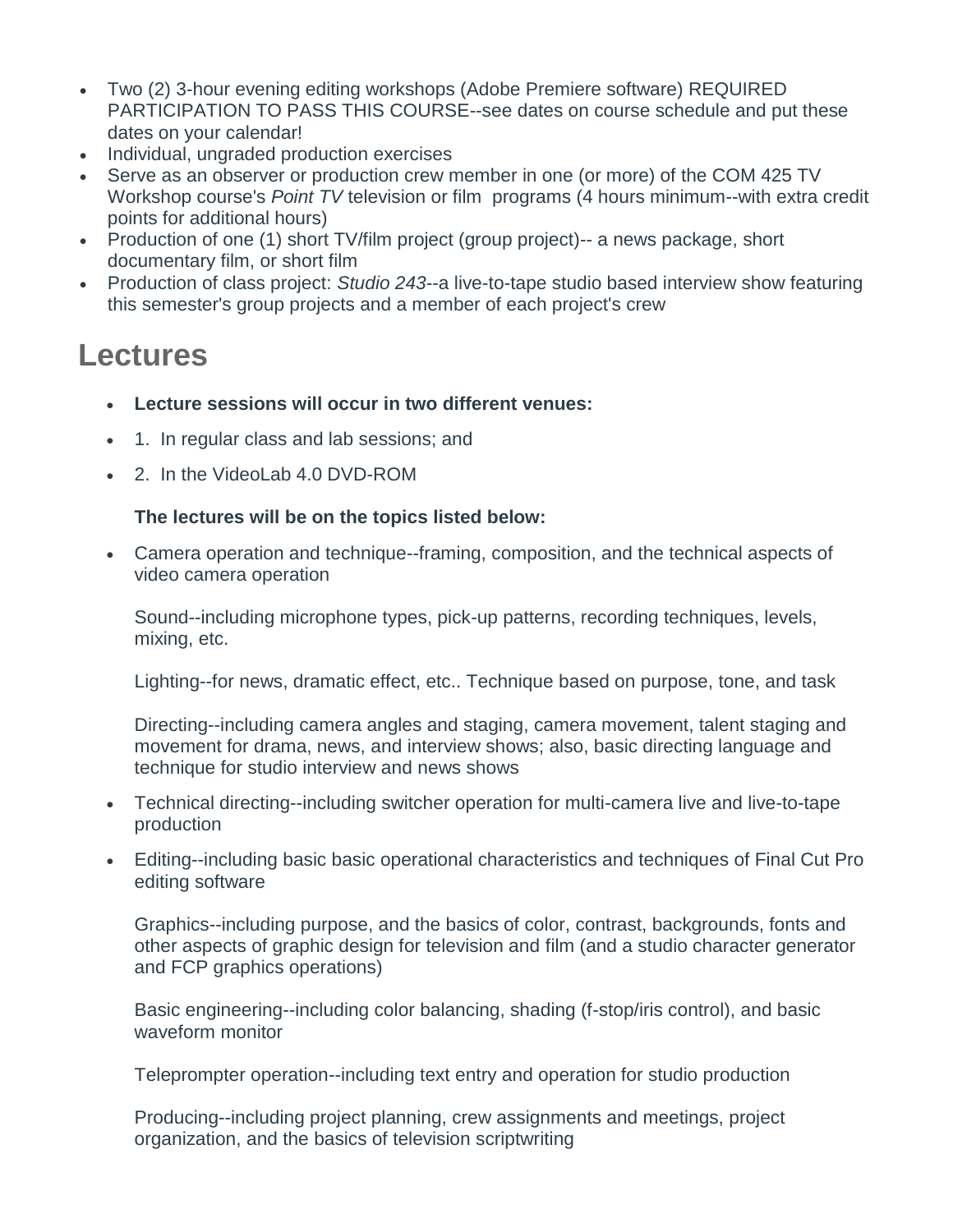- Two (2) 3-hour evening editing workshops (Adobe Premiere software) REQUIRED PARTICIPATION TO PASS THIS COURSE--see dates on course schedule and put these dates on your calendar!
- Individual, ungraded production exercises
- Serve as an observer or production crew member in one (or more) of the COM 425 TV Workshop course's *Point TV* television or film programs (4 hours minimum--with extra credit points for additional hours)
- Production of one (1) short TV/film project (group project)-- a news package, short documentary film, or short film
- Production of class project: *Studio 243*--a live-to-tape studio based interview show featuring this semester's group projects and a member of each project's crew

## Lectures

- **Lecture sessions will occur in two different venues:**
- 1. In regular class and lab sessions; and
- 2. In the VideoLab 4.0 DVD-ROM

  **The lectures will be on the topics listed below:**

- Camera operation and technique--framing, composition, and the technical aspects of video camera operation

  Sound--including microphone types, pick-up patterns, recording techniques, levels, mixing, etc.

  Lighting--for news, dramatic effect, etc.. Technique based on purpose, tone, and task

  Directing--including camera angles and staging, camera movement, talent staging and movement for drama, news, and interview shows; also, basic directing language and technique for studio interview and news shows

- Technical directing--including switcher operation for multi-camera live and live-to-tape production
- Editing--including basic basic operational characteristics and techniques of Final Cut Pro editing software

  Graphics--including purpose, and the basics of color, contrast, backgrounds, fonts and other aspects of graphic design for television and film (and a studio character generator and FCP graphics operations)

  Basic engineering--including color balancing, shading (f-stop/iris control), and basic waveform monitor

  Teleprompter operation--including text entry and operation for studio production

  Producing--including project planning, crew assignments and meetings, project organization, and the basics of television scriptwriting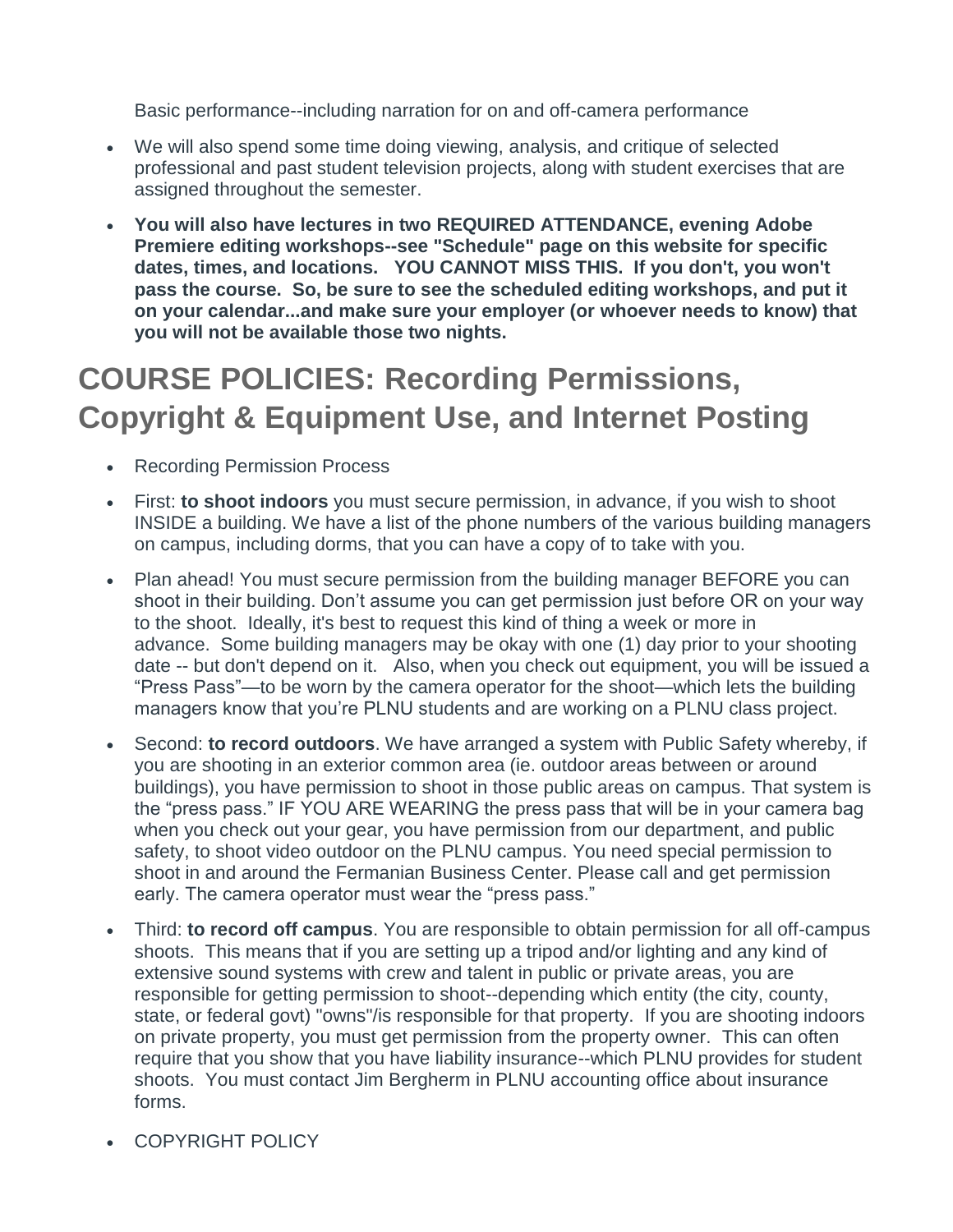Basic performance--including narration for on and off-camera performance

- We will also spend some time doing viewing, analysis, and critique of selected professional and past student television projects, along with student exercises that are assigned throughout the semester.
- **You will also have lectures in two REQUIRED ATTENDANCE, evening Adobe Premiere editing workshops--see "Schedule" page on this website for specific dates, times, and locations. YOU CANNOT MISS THIS. If you don't, you won't pass the course. So, be sure to see the scheduled editing workshops, and put it on your calendar...and make sure your employer (or whoever needs to know) that you will not be available those two nights.**

# COURSE POLICIES: Recording Permissions, Copyright & Equipment Use, and Internet Posting

- Recording Permission Process
- First: **to shoot indoors** you must secure permission, in advance, if you wish to shoot INSIDE a building. We have a list of the phone numbers of the various building managers on campus, including dorms, that you can have a copy of to take with you.
- Plan ahead! You must secure permission from the building manager BEFORE you can shoot in their building. Don't assume you can get permission just before OR on your way to the shoot. Ideally, it's best to request this kind of thing a week or more in advance. Some building managers may be okay with one (1) day prior to your shooting date -- but don't depend on it. Also, when you check out equipment, you will be issued a "Press Pass"—to be worn by the camera operator for the shoot—which lets the building managers know that you're PLNU students and are working on a PLNU class project.
- Second: **to record outdoors**. We have arranged a system with Public Safety whereby, if you are shooting in an exterior common area (ie. outdoor areas between or around buildings), you have permission to shoot in those public areas on campus. That system is the "press pass." IF YOU ARE WEARING the press pass that will be in your camera bag when you check out your gear, you have permission from our department, and public safety, to shoot video outdoor on the PLNU campus. You need special permission to shoot in and around the Fermanian Business Center. Please call and get permission early. The camera operator must wear the "press pass."
- Third: **to record off campus**. You are responsible to obtain permission for all off-campus shoots. This means that if you are setting up a tripod and/or lighting and any kind of extensive sound systems with crew and talent in public or private areas, you are responsible for getting permission to shoot--depending which entity (the city, county, state, or federal govt) "owns"/is responsible for that property. If you are shooting indoors on private property, you must get permission from the property owner. This can often require that you show that you have liability insurance--which PLNU provides for student shoots. You must contact Jim Bergherm in PLNU accounting office about insurance forms.
- COPYRIGHT POLICY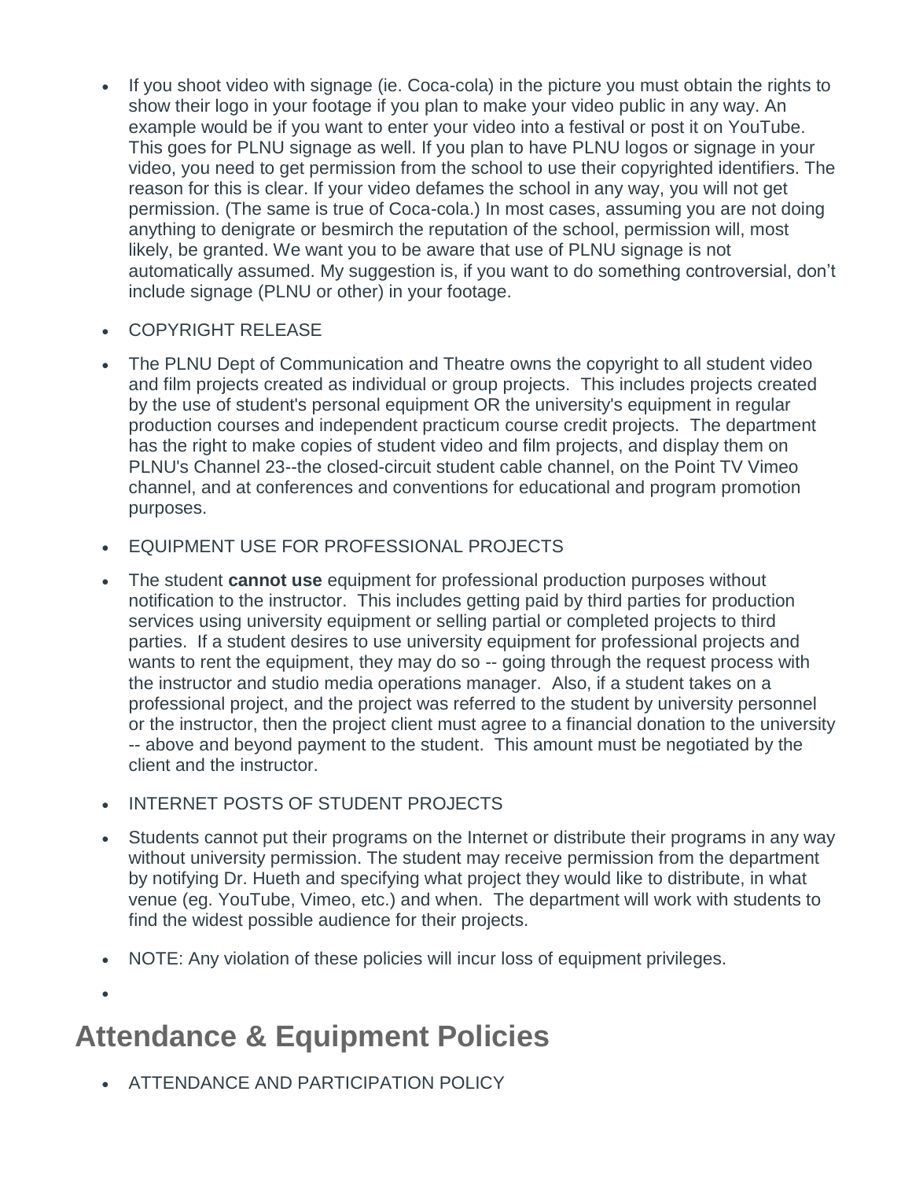- If you shoot video with signage (ie. Coca-cola) in the picture you must obtain the rights to show their logo in your footage if you plan to make your video public in any way. An example would be if you want to enter your video into a festival or post it on YouTube. This goes for PLNU signage as well. If you plan to have PLNU logos or signage in your video, you need to get permission from the school to use their copyrighted identifiers. The reason for this is clear. If your video defames the school in any way, you will not get permission. (The same is true of Coca-cola.) In most cases, assuming you are not doing anything to denigrate or besmirch the reputation of the school, permission will, most likely, be granted. We want you to be aware that use of PLNU signage is not automatically assumed. My suggestion is, if you want to do something controversial, don't include signage (PLNU or other) in your footage.
- COPYRIGHT RELEASE
- The PLNU Dept of Communication and Theatre owns the copyright to all student video and film projects created as individual or group projects. This includes projects created by the use of student's personal equipment OR the university's equipment in regular production courses and independent practicum course credit projects. The department has the right to make copies of student video and film projects, and display them on PLNU's Channel 23--the closed-circuit student cable channel, on the Point TV Vimeo channel, and at conferences and conventions for educational and program promotion purposes.
- EQUIPMENT USE FOR PROFESSIONAL PROJECTS
- The student **cannot use** equipment for professional production purposes without notification to the instructor. This includes getting paid by third parties for production services using university equipment or selling partial or completed projects to third parties. If a student desires to use university equipment for professional projects and wants to rent the equipment, they may do so -- going through the request process with the instructor and studio media operations manager. Also, if a student takes on a professional project, and the project was referred to the student by university personnel or the instructor, then the project client must agree to a financial donation to the university -- above and beyond payment to the student. This amount must be negotiated by the client and the instructor.
- INTERNET POSTS OF STUDENT PROJECTS
- Students cannot put their programs on the Internet or distribute their programs in any way without university permission. The student may receive permission from the department by notifying Dr. Hueth and specifying what project they would like to distribute, in what venue (eg. YouTube, Vimeo, etc.) and when. The department will work with students to find the widest possible audience for their projects.
- NOTE: Any violation of these policies will incur loss of equipment privileges.

## Attendance & Equipment Policies

- ATTENDANCE AND PARTICIPATION POLICY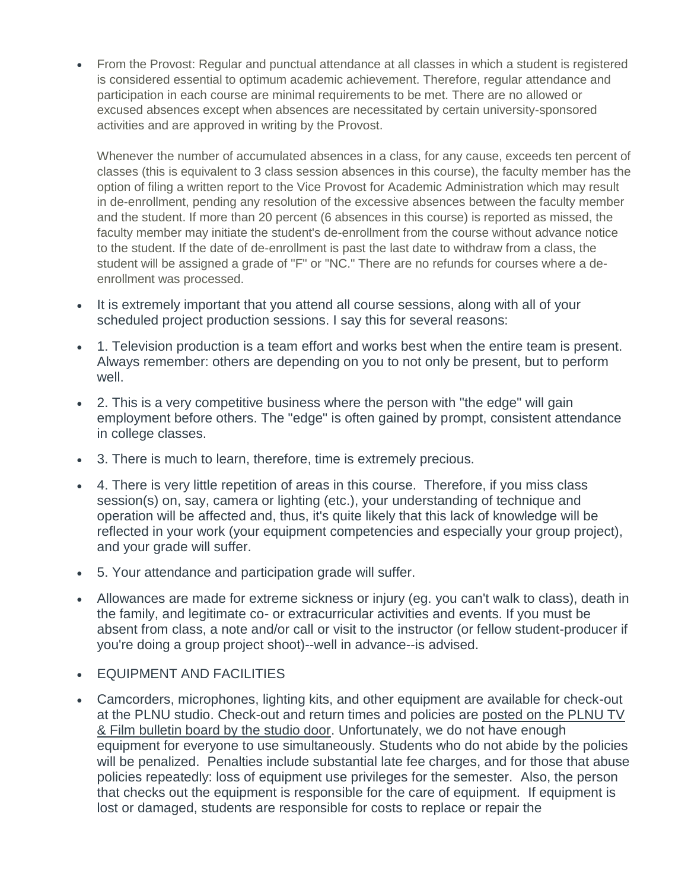- From the Provost: Regular and punctual attendance at all classes in which a student is registered is considered essential to optimum academic achievement. Therefore, regular attendance and participation in each course are minimal requirements to be met. There are no allowed or excused absences except when absences are necessitated by certain university-sponsored activities and are approved in writing by the Provost.

  Whenever the number of accumulated absences in a class, for any cause, exceeds ten percent of classes (this is equivalent to 3 class session absences in this course), the faculty member has the option of filing a written report to the Vice Provost for Academic Administration which may result in de-enrollment, pending any resolution of the excessive absences between the faculty member and the student. If more than 20 percent (6 absences in this course) is reported as missed, the faculty member may initiate the student's de-enrollment from the course without advance notice to the student. If the date of de-enrollment is past the last date to withdraw from a class, the student will be assigned a grade of "F" or "NC." There are no refunds for courses where a de-enrollment was processed.

- It is extremely important that you attend all course sessions, along with all of your scheduled project production sessions. I say this for several reasons:
- 1. Television production is a team effort and works best when the entire team is present. Always remember: others are depending on you to not only be present, but to perform well.
- 2. This is a very competitive business where the person with "the edge" will gain employment before others. The "edge" is often gained by prompt, consistent attendance in college classes.
- 3. There is much to learn, therefore, time is extremely precious.
- 4. There is very little repetition of areas in this course. Therefore, if you miss class session(s) on, say, camera or lighting (etc.), your understanding of technique and operation will be affected and, thus, it's quite likely that this lack of knowledge will be reflected in your work (your equipment competencies and especially your group project), and your grade will suffer.
- 5. Your attendance and participation grade will suffer.
- Allowances are made for extreme sickness or injury (eg. you can't walk to class), death in the family, and legitimate co- or extracurricular activities and events. If you must be absent from class, a note and/or call or visit to the instructor (or fellow student-producer if you're doing a group project shoot)--well in advance--is advised.
- EQUIPMENT AND FACILITIES
- Camcorders, microphones, lighting kits, and other equipment are available for check-out at the PLNU studio. Check-out and return times and policies are posted on the PLNU TV & Film bulletin board by the studio door. Unfortunately, we do not have enough equipment for everyone to use simultaneously. Students who do not abide by the policies will be penalized. Penalties include substantial late fee charges, and for those that abuse policies repeatedly: loss of equipment use privileges for the semester. Also, the person that checks out the equipment is responsible for the care of equipment. If equipment is lost or damaged, students are responsible for costs to replace or repair the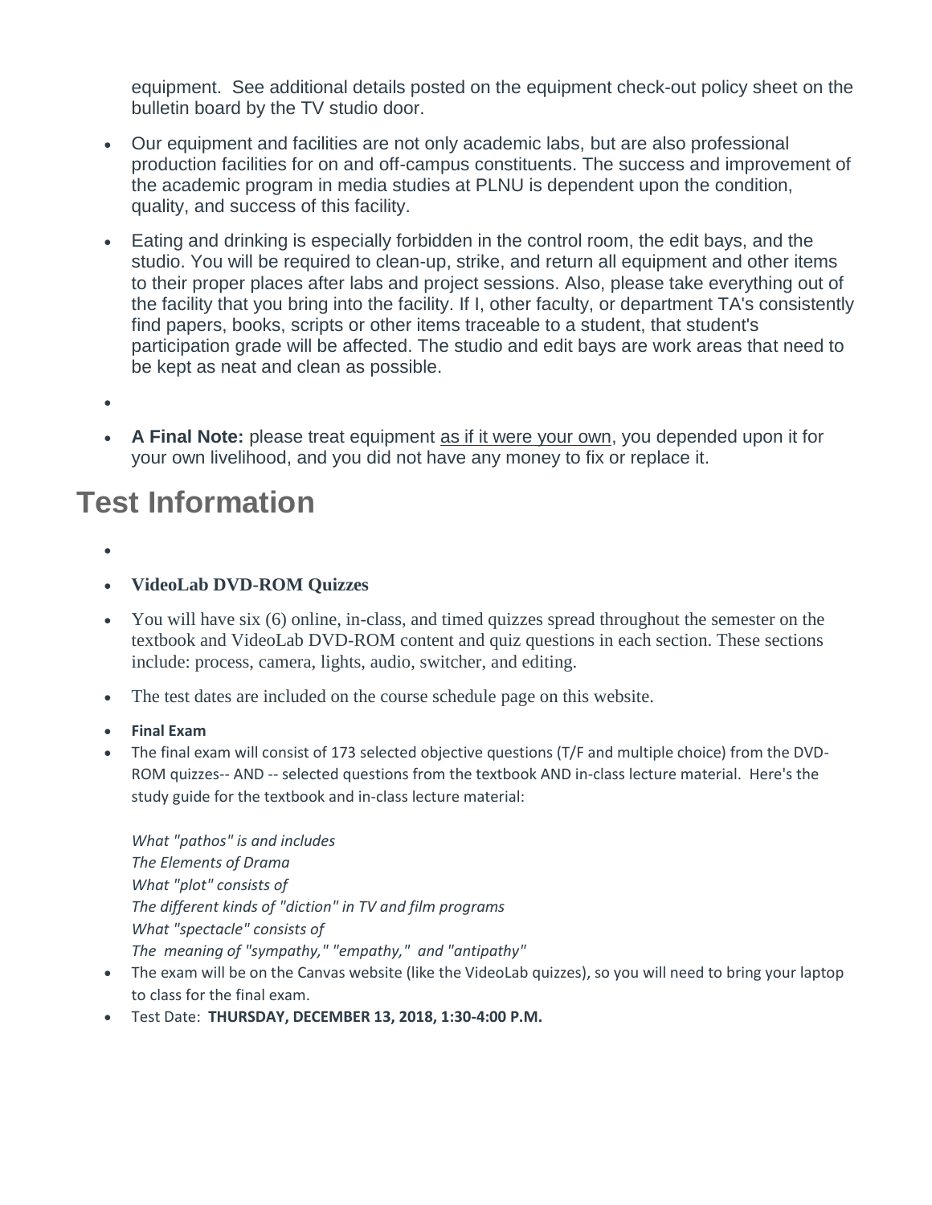equipment. See additional details posted on the equipment check-out policy sheet on the bulletin board by the TV studio door.

- Our equipment and facilities are not only academic labs, but are also professional production facilities for on and off-campus constituents. The success and improvement of the academic program in media studies at PLNU is dependent upon the condition, quality, and success of this facility.
- Eating and drinking is especially forbidden in the control room, the edit bays, and the studio. You will be required to clean-up, strike, and return all equipment and other items to their proper places after labs and project sessions. Also, please take everything out of the facility that you bring into the facility. If I, other faculty, or department TA's consistently find papers, books, scripts or other items traceable to a student, that student's participation grade will be affected. The studio and edit bays are work areas that need to be kept as neat and clean as possible.
- **A Final Note:** please treat equipment as if it were your own, you depended upon it for your own livelihood, and you did not have any money to fix or replace it.

# Test Information

- **VideoLab DVD-ROM Quizzes**
- You will have six (6) online, in-class, and timed quizzes spread throughout the semester on the textbook and VideoLab DVD-ROM content and quiz questions in each section. These sections include: process, camera, lights, audio, switcher, and editing.
- The test dates are included on the course schedule page on this website.
- **Final Exam**
- The final exam will consist of 173 selected objective questions (T/F and multiple choice) from the DVD-ROM quizzes-- AND -- selected questions from the textbook AND in-class lecture material. Here's the study guide for the textbook and in-class lecture material:

  *What "pathos" is and includes*
  *The Elements of Drama*
  *What "plot" consists of*
  *The different kinds of "diction" in TV and film programs*
  *What "spectacle" consists of*
  *The meaning of "sympathy," "empathy," and "antipathy"*
- The exam will be on the Canvas website (like the VideoLab quizzes), so you will need to bring your laptop to class for the final exam.
- Test Date: **THURSDAY, DECEMBER 13, 2018, 1:30-4:00 P.M.**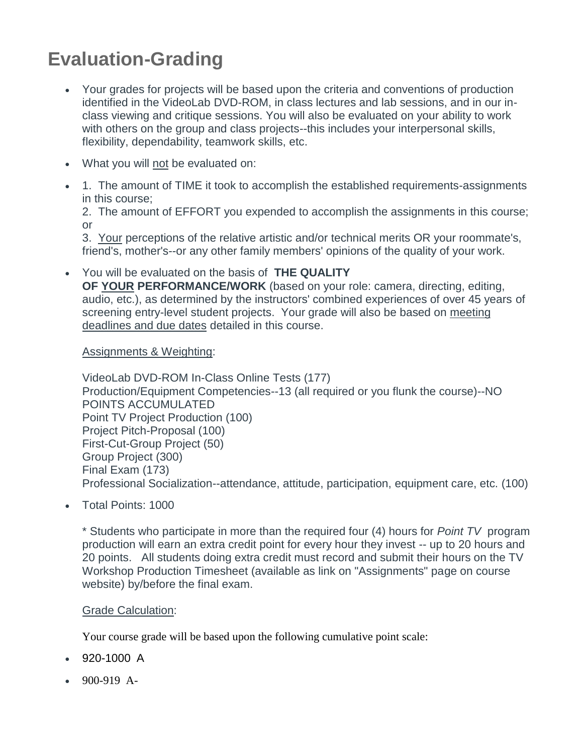# Evaluation-Grading

- Your grades for projects will be based upon the criteria and conventions of production identified in the VideoLab DVD-ROM, in class lectures and lab sessions, and in our in-class viewing and critique sessions. You will also be evaluated on your ability to work with others on the group and class projects--this includes your interpersonal skills, flexibility, dependability, teamwork skills, etc.
- What you will not be evaluated on:
- 1. The amount of TIME it took to accomplish the established requirements-assignments in this course;
  2. The amount of EFFORT you expended to accomplish the assignments in this course; or
  3. Your perceptions of the relative artistic and/or technical merits OR your roommate's, friend's, mother's--or any other family members' opinions of the quality of your work.
- You will be evaluated on the basis of **THE QUALITY OF YOUR PERFORMANCE/WORK** (based on your role: camera, directing, editing, audio, etc.), as determined by the instructors' combined experiences of over 45 years of screening entry-level student projects. Your grade will also be based on meeting deadlines and due dates detailed in this course.

  Assignments & Weighting:

  VideoLab DVD-ROM In-Class Online Tests (177)
  Production/Equipment Competencies--13 (all required or you flunk the course)--NO POINTS ACCUMULATED
  Point TV Project Production (100)
  Project Pitch-Proposal (100)
  First-Cut-Group Project (50)
  Group Project (300)
  Final Exam (173)
  Professional Socialization--attendance, attitude, participation, equipment care, etc. (100)

- Total Points: 1000

  * Students who participate in more than the required four (4) hours for *Point TV* program production will earn an extra credit point for every hour they invest -- up to 20 hours and 20 points. All students doing extra credit must record and submit their hours on the TV Workshop Production Timesheet (available as link on "Assignments" page on course website) by/before the final exam.

  Grade Calculation:

  Your course grade will be based upon the following cumulative point scale:

- 920-1000 A
- 900-919 A-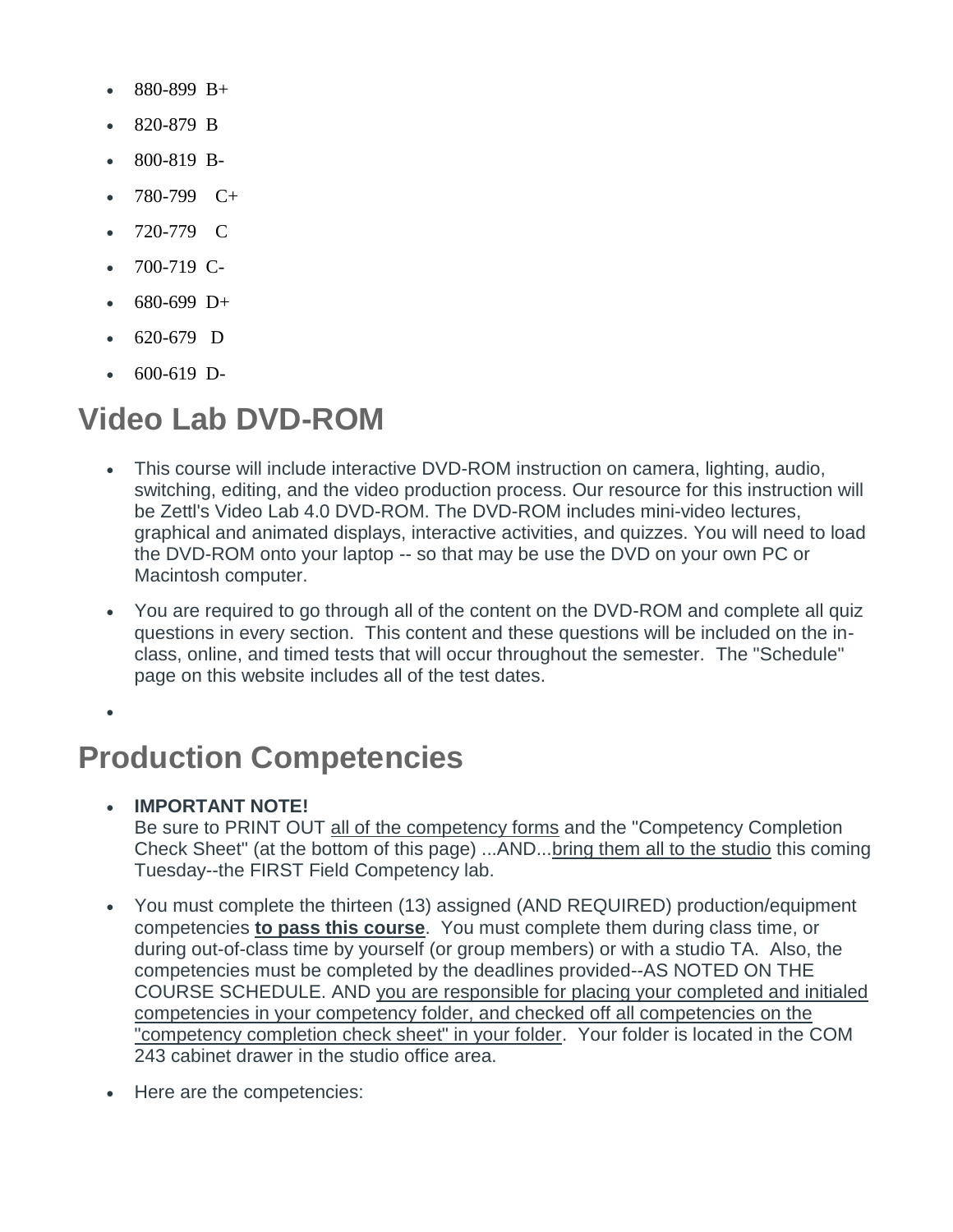- 880-899 B+
- 820-879 B
- 800-819 B-
- 780-799 C+
- 720-779 C
- 700-719 C-
- 680-699 D+
- 620-679 D
- 600-619 D-

## Video Lab DVD-ROM

- This course will include interactive DVD-ROM instruction on camera, lighting, audio, switching, editing, and the video production process. Our resource for this instruction will be Zettl's Video Lab 4.0 DVD-ROM. The DVD-ROM includes mini-video lectures, graphical and animated displays, interactive activities, and quizzes. You will need to load the DVD-ROM onto your laptop -- so that may be use the DVD on your own PC or Macintosh computer.
- You are required to go through all of the content on the DVD-ROM and complete all quiz questions in every section. This content and these questions will be included on the in-class, online, and timed tests that will occur throughout the semester. The "Schedule" page on this website includes all of the test dates.

## Production Competencies

- **IMPORTANT NOTE!**
  Be sure to PRINT OUT all of the competency forms and the "Competency Completion Check Sheet" (at the bottom of this page) ...AND...bring them all to the studio this coming Tuesday--the FIRST Field Competency lab.
- You must complete the thirteen (13) assigned (AND REQUIRED) production/equipment competencies **to pass this course**. You must complete them during class time, or during out-of-class time by yourself (or group members) or with a studio TA. Also, the competencies must be completed by the deadlines provided--AS NOTED ON THE COURSE SCHEDULE. AND you are responsible for placing your completed and initialed competencies in your competency folder, and checked off all competencies on the "competency completion check sheet" in your folder. Your folder is located in the COM 243 cabinet drawer in the studio office area.
- Here are the competencies: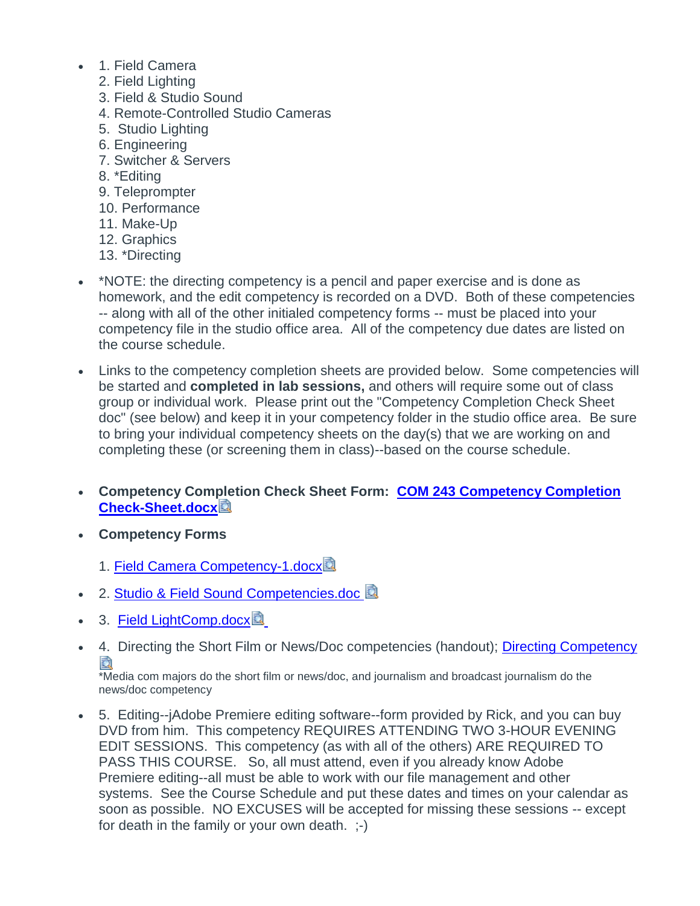- 1. Field Camera
  2. Field Lighting
  3. Field & Studio Sound
  4. Remote-Controlled Studio Cameras
  5. Studio Lighting
  6. Engineering
  7. Switcher & Servers
  8. *Editing
  9. Teleprompter
  10. Performance
  11. Make-Up
  12. Graphics
  13. *Directing

- *NOTE: the directing competency is a pencil and paper exercise and is done as homework, and the edit competency is recorded on a DVD. Both of these competencies -- along with all of the other initialed competency forms -- must be placed into your competency file in the studio office area. All of the competency due dates are listed on the course schedule.

- Links to the competency completion sheets are provided below. Some competencies will be started and **completed in lab sessions,** and others will require some out of class group or individual work. Please print out the "Competency Completion Check Sheet doc" (see below) and keep it in your competency folder in the studio office area. Be sure to bring your individual competency sheets on the day(s) that we are working on and completing these (or screening them in class)--based on the course schedule.

- **Competency Completion Check Sheet Form: COM 243 Competency Completion Check-Sheet.docx**

- **Competency Forms**

  1. Field Camera Competency-1.docx

- 2. Studio & Field Sound Competencies.doc

- 3. Field LightComp.docx

- 4. Directing the Short Film or News/Doc competencies (handout); Directing Competency
  *Media com majors do the short film or news/doc, and journalism and broadcast journalism do the news/doc competency

- 5. Editing--jAdobe Premiere editing software--form provided by Rick, and you can buy DVD from him. This competency REQUIRES ATTENDING TWO 3-HOUR EVENING EDIT SESSIONS. This competency (as with all of the others) ARE REQUIRED TO PASS THIS COURSE. So, all must attend, even if you already know Adobe Premiere editing--all must be able to work with our file management and other systems. See the Course Schedule and put these dates and times on your calendar as soon as possible. NO EXCUSES will be accepted for missing these sessions -- except for death in the family or your own death. ;-)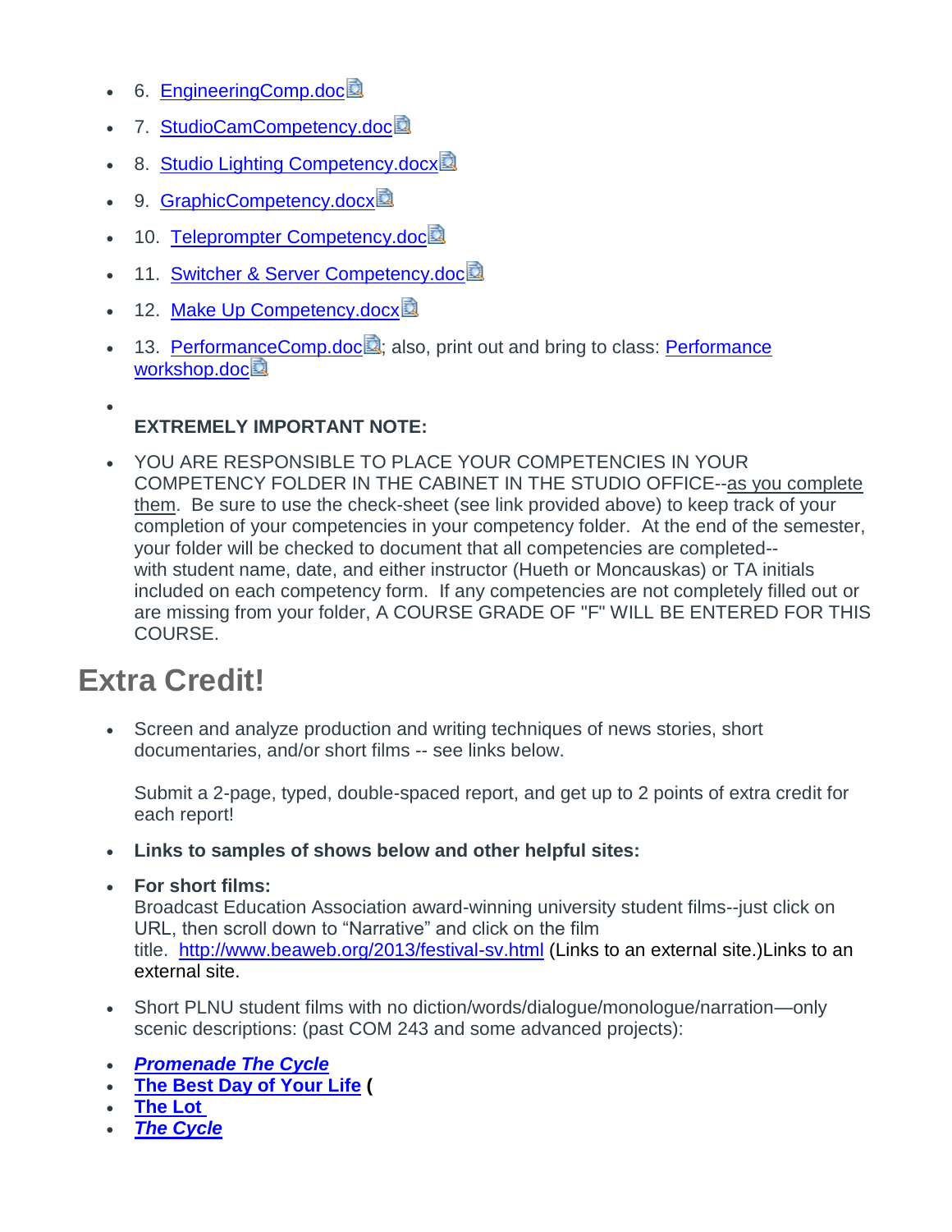- 6. EngineeringComp.doc
- 7. StudioCamCompetency.doc
- 8. Studio Lighting Competency.docx
- 9. GraphicCompetency.docx
- 10. Teleprompter Competency.doc
- 11. Switcher & Server Competency.doc
- 12. Make Up Competency.docx
- 13. PerformanceComp.doc; also, print out and bring to class: Performance workshop.doc
- 

  **EXTREMELY IMPORTANT NOTE:**
- YOU ARE RESPONSIBLE TO PLACE YOUR COMPETENCIES IN YOUR COMPETENCY FOLDER IN THE CABINET IN THE STUDIO OFFICE--as you complete them. Be sure to use the check-sheet (see link provided above) to keep track of your completion of your competencies in your competency folder. At the end of the semester, your folder will be checked to document that all competencies are completed--with student name, date, and either instructor (Hueth or Moncauskas) or TA initials included on each competency form. If any competencies are not completely filled out or are missing from your folder, A COURSE GRADE OF "F" WILL BE ENTERED FOR THIS COURSE.

# Extra Credit!

- Screen and analyze production and writing techniques of news stories, short documentaries, and/or short films -- see links below.

  Submit a 2-page, typed, double-spaced report, and get up to 2 points of extra credit for each report!
- **Links to samples of shows below and other helpful sites:**
- **For short films:**
  Broadcast Education Association award-winning university student films--just click on URL, then scroll down to "Narrative" and click on the film title. http://www.beaweb.org/2013/festival-sv.html (Links to an external site.)Links to an external site.
- Short PLNU student films with no diction/words/dialogue/monologue/narration—only scenic descriptions: (past COM 243 and some advanced projects):
- ***Promenade The Cycle***
- **The Best Day of Your Life (**
- **The Lot**
- ***The Cycle***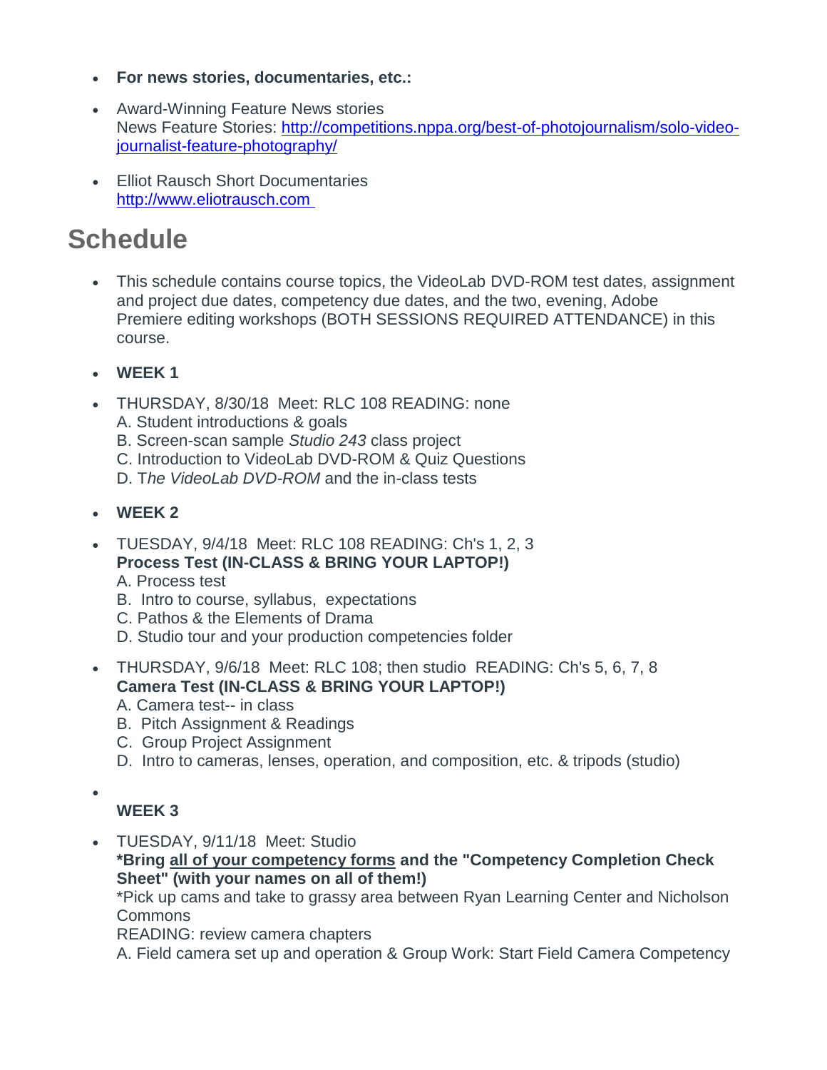- **For news stories, documentaries, etc.:**
- Award-Winning Feature News stories
  News Feature Stories: [http://competitions.nppa.org/best-of-photojournalism/solo-video-journalist-feature-photography/](http://competitions.nppa.org/best-of-photojournalism/solo-video-journalist-feature-photography/)
- Elliot Rausch Short Documentaries
  [http://www.eliotrausch.com](http://www.eliotrausch.com)

# Schedule

- This schedule contains course topics, the VideoLab DVD-ROM test dates, assignment and project due dates, competency due dates, and the two, evening, Adobe Premiere editing workshops (BOTH SESSIONS REQUIRED ATTENDANCE) in this course.
- **WEEK 1**
- THURSDAY, 8/30/18 Meet: RLC 108 READING: none
  A. Student introductions & goals
  B. Screen-scan sample *Studio 243* class project
  C. Introduction to VideoLab DVD-ROM & Quiz Questions
  D. T*he VideoLab DVD-ROM* and the in-class tests
- **WEEK 2**
- TUESDAY, 9/4/18 Meet: RLC 108 READING: Ch's 1, 2, 3
  **Process Test (IN-CLASS & BRING YOUR LAPTOP!)**
  A. Process test
  B. Intro to course, syllabus, expectations
  C. Pathos & the Elements of Drama
  D. Studio tour and your production competencies folder
- THURSDAY, 9/6/18 Meet: RLC 108; then studio READING: Ch's 5, 6, 7, 8
  **Camera Test (IN-CLASS & BRING YOUR LAPTOP!)**
  A. Camera test-- in class
  B. Pitch Assignment & Readings
  C. Group Project Assignment
  D. Intro to cameras, lenses, operation, and composition, etc. & tripods (studio)
- 
  **WEEK 3**
- TUESDAY, 9/11/18 Meet: Studio
  **\*Bring <u>all of your competency forms</u> and the "Competency Completion Check Sheet" (with your names on all of them!)**
  \*Pick up cams and take to grassy area between Ryan Learning Center and Nicholson Commons
  READING: review camera chapters
  A. Field camera set up and operation & Group Work: Start Field Camera Competency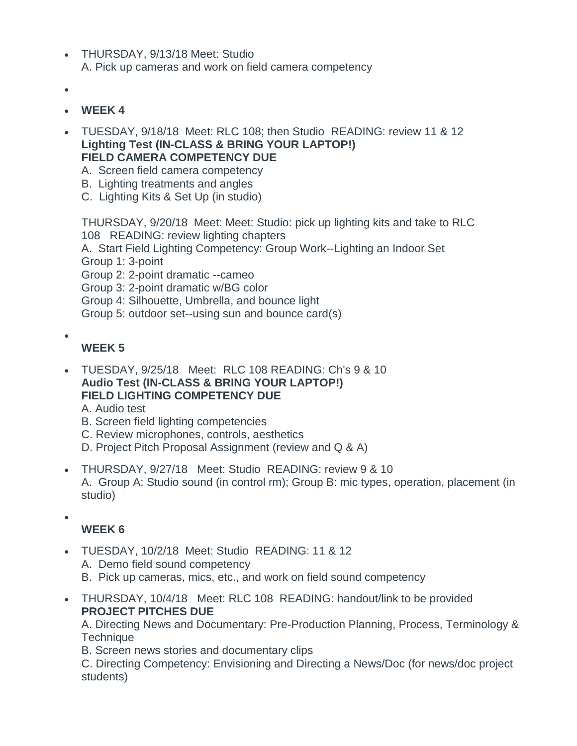- THURSDAY, 9/13/18 Meet: Studio
  A. Pick up cameras and work on field camera competency

- **WEEK 4**

- TUESDAY, 9/18/18 Meet: RLC 108; then Studio READING: review 11 & 12
  **Lighting Test (IN-CLASS & BRING YOUR LAPTOP!)**
  **FIELD CAMERA COMPETENCY DUE**
  A. Screen field camera competency
  B. Lighting treatments and angles
  C. Lighting Kits & Set Up (in studio)

  THURSDAY, 9/20/18 Meet: Meet: Studio: pick up lighting kits and take to RLC 108 READING: review lighting chapters
  A. Start Field Lighting Competency: Group Work--Lighting an Indoor Set
  Group 1: 3-point
  Group 2: 2-point dramatic --cameo
  Group 3: 2-point dramatic w/BG color
  Group 4: Silhouette, Umbrella, and bounce light
  Group 5: outdoor set--using sun and bounce card(s)

- **WEEK 5**

- TUESDAY, 9/25/18 Meet: RLC 108 READING: Ch's 9 & 10
  **Audio Test (IN-CLASS & BRING YOUR LAPTOP!)**
  **FIELD LIGHTING COMPETENCY DUE**
  A. Audio test
  B. Screen field lighting competencies
  C. Review microphones, controls, aesthetics
  D. Project Pitch Proposal Assignment (review and Q & A)

- THURSDAY, 9/27/18 Meet: Studio READING: review 9 & 10
  A. Group A: Studio sound (in control rm); Group B: mic types, operation, placement (in studio)

- **WEEK 6**

- TUESDAY, 10/2/18 Meet: Studio READING: 11 & 12
  A. Demo field sound competency
  B. Pick up cameras, mics, etc., and work on field sound competency

- THURSDAY, 10/4/18 Meet: RLC 108 READING: handout/link to be provided
  **PROJECT PITCHES DUE**
  A. Directing News and Documentary: Pre-Production Planning, Process, Terminology & Technique
  B. Screen news stories and documentary clips
  C. Directing Competency: Envisioning and Directing a News/Doc (for news/doc project students)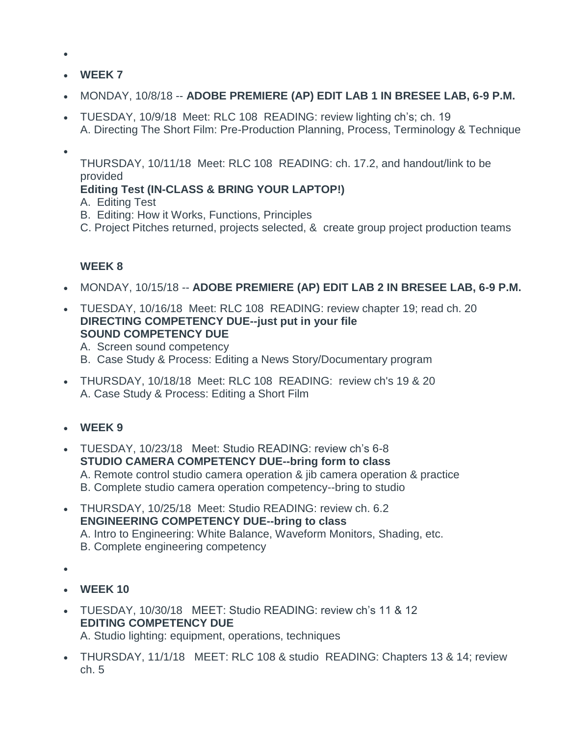- **WEEK 7**
- MONDAY, 10/8/18 -- **ADOBE PREMIERE (AP) EDIT LAB 1 IN BRESEE LAB, 6-9 P.M.**
- TUESDAY, 10/9/18 Meet: RLC 108 READING: review lighting ch's; ch. 19
  A. Directing The Short Film: Pre-Production Planning, Process, Terminology & Technique
- THURSDAY, 10/11/18 Meet: RLC 108 READING: ch. 17.2, and handout/link to be provided
  **Editing Test (IN-CLASS & BRING YOUR LAPTOP!)**
  A. Editing Test
  B. Editing: How it Works, Functions, Principles
  C. Project Pitches returned, projects selected, & create group project production teams

  **WEEK 8**
- MONDAY, 10/15/18 -- **ADOBE PREMIERE (AP) EDIT LAB 2 IN BRESEE LAB, 6-9 P.M.**
- TUESDAY, 10/16/18 Meet: RLC 108 READING: review chapter 19; read ch. 20
  **DIRECTING COMPETENCY DUE--just put in your file**
  **SOUND COMPETENCY DUE**
  A. Screen sound competency
  B. Case Study & Process: Editing a News Story/Documentary program
- THURSDAY, 10/18/18 Meet: RLC 108 READING: review ch's 19 & 20
  A. Case Study & Process: Editing a Short Film
- **WEEK 9**
- TUESDAY, 10/23/18 Meet: Studio READING: review ch's 6-8
  **STUDIO CAMERA COMPETENCY DUE--bring form to class**
  A. Remote control studio camera operation & jib camera operation & practice
  B. Complete studio camera operation competency--bring to studio
- THURSDAY, 10/25/18 Meet: Studio READING: review ch. 6.2
  **ENGINEERING COMPETENCY DUE--bring to class**
  A. Intro to Engineering: White Balance, Waveform Monitors, Shading, etc.
  B. Complete engineering competency
- **WEEK 10**
- TUESDAY, 10/30/18 MEET: Studio READING: review ch's 11 & 12
  **EDITING COMPETENCY DUE**
  A. Studio lighting: equipment, operations, techniques
- THURSDAY, 11/1/18 MEET: RLC 108 & studio READING: Chapters 13 & 14; review ch. 5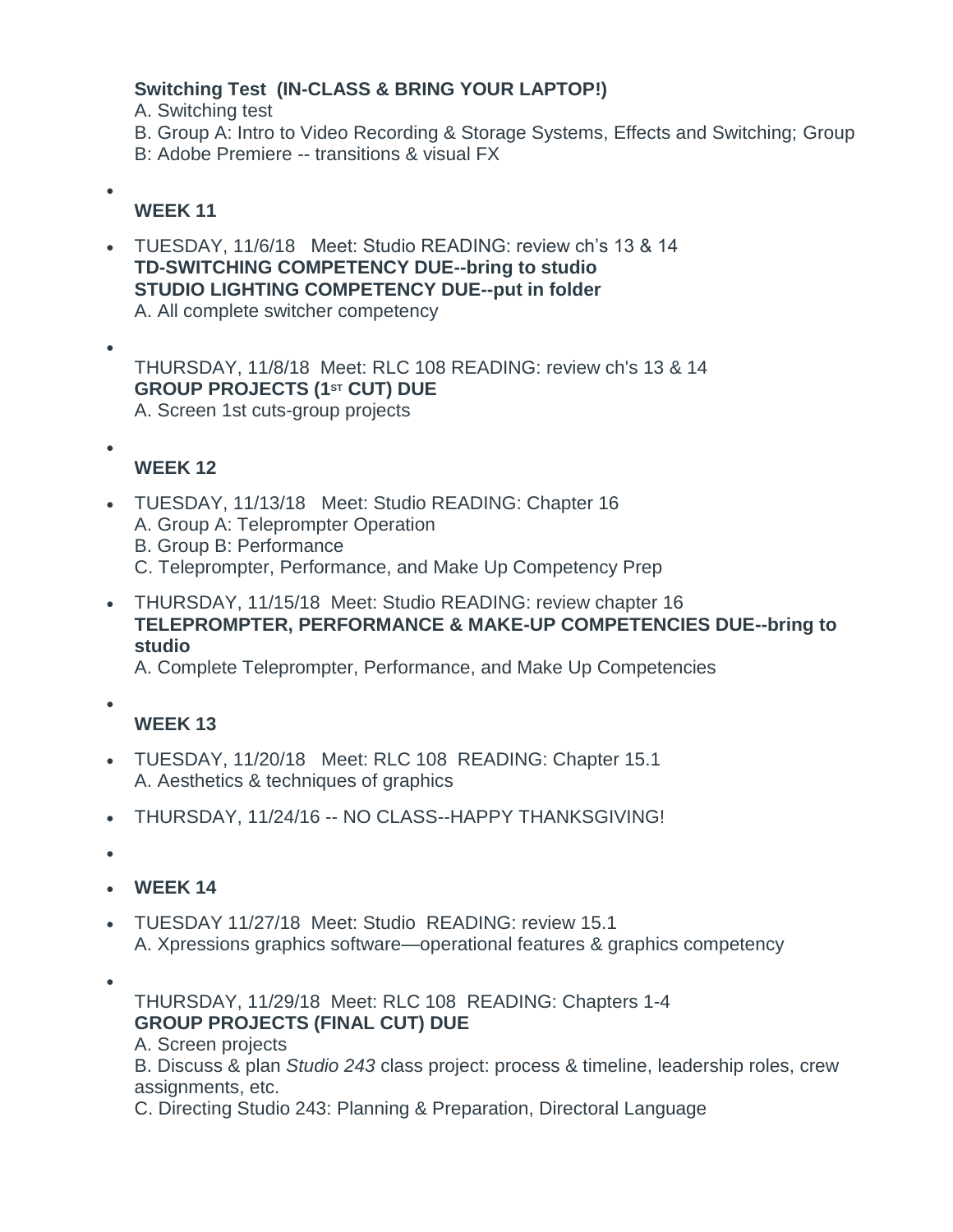**Switching Test (IN-CLASS & BRING YOUR LAPTOP!)**
A. Switching test
B. Group A: Intro to Video Recording & Storage Systems, Effects and Switching; Group B: Adobe Premiere -- transitions & visual FX

**WEEK 11**

- TUESDAY, 11/6/18 Meet: Studio READING: review ch's 13 & 14
**TD-SWITCHING COMPETENCY DUE--bring to studio**
**STUDIO LIGHTING COMPETENCY DUE--put in folder**
A. All complete switcher competency

- THURSDAY, 11/8/18 Meet: RLC 108 READING: review ch's 13 & 14
**GROUP PROJECTS (1ST CUT) DUE**
A. Screen 1st cuts-group projects

**WEEK 12**

- TUESDAY, 11/13/18 Meet: Studio READING: Chapter 16
A. Group A: Teleprompter Operation
B. Group B: Performance
C. Teleprompter, Performance, and Make Up Competency Prep
- THURSDAY, 11/15/18 Meet: Studio READING: review chapter 16
**TELEPROMPTER, PERFORMANCE & MAKE-UP COMPETENCIES DUE--bring to studio**
A. Complete Teleprompter, Performance, and Make Up Competencies

**WEEK 13**

- TUESDAY, 11/20/18 Meet: RLC 108 READING: Chapter 15.1
A. Aesthetics & techniques of graphics
- THURSDAY, 11/24/16 -- NO CLASS--HAPPY THANKSGIVING!

- **WEEK 14**
- TUESDAY 11/27/18 Meet: Studio READING: review 15.1
A. Xpressions graphics software—operational features & graphics competency

- THURSDAY, 11/29/18 Meet: RLC 108 READING: Chapters 1-4
**GROUP PROJECTS (FINAL CUT) DUE**
A. Screen projects
B. Discuss & plan *Studio 243* class project: process & timeline, leadership roles, crew assignments, etc.
C. Directing Studio 243: Planning & Preparation, Directoral Language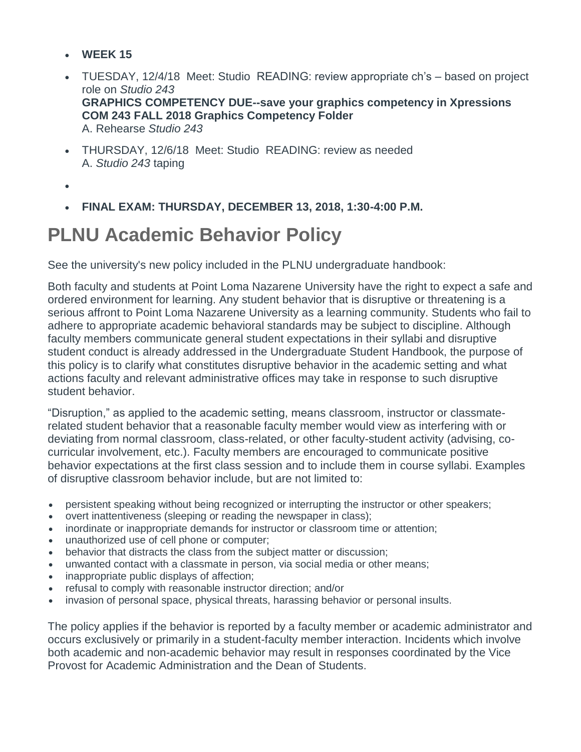- **WEEK 15**
- TUESDAY, 12/4/18 Meet: Studio READING: review appropriate ch's – based on project role on *Studio 243*
  **GRAPHICS COMPETENCY DUE--save your graphics competency in Xpressions COM 243 FALL 2018 Graphics Competency Folder**
  A. Rehearse *Studio 243*
- THURSDAY, 12/6/18 Meet: Studio READING: review as needed
  A. *Studio 243* taping
- **FINAL EXAM: THURSDAY, DECEMBER 13, 2018, 1:30-4:00 P.M.**

# PLNU Academic Behavior Policy

See the university's new policy included in the PLNU undergraduate handbook:

Both faculty and students at Point Loma Nazarene University have the right to expect a safe and ordered environment for learning. Any student behavior that is disruptive or threatening is a serious affront to Point Loma Nazarene University as a learning community. Students who fail to adhere to appropriate academic behavioral standards may be subject to discipline. Although faculty members communicate general student expectations in their syllabi and disruptive student conduct is already addressed in the Undergraduate Student Handbook, the purpose of this policy is to clarify what constitutes disruptive behavior in the academic setting and what actions faculty and relevant administrative offices may take in response to such disruptive student behavior.

"Disruption," as applied to the academic setting, means classroom, instructor or classmate-related student behavior that a reasonable faculty member would view as interfering with or deviating from normal classroom, class-related, or other faculty-student activity (advising, co-curricular involvement, etc.). Faculty members are encouraged to communicate positive behavior expectations at the first class session and to include them in course syllabi. Examples of disruptive classroom behavior include, but are not limited to:

- persistent speaking without being recognized or interrupting the instructor or other speakers;
- overt inattentiveness (sleeping or reading the newspaper in class);
- inordinate or inappropriate demands for instructor or classroom time or attention;
- unauthorized use of cell phone or computer;
- behavior that distracts the class from the subject matter or discussion;
- unwanted contact with a classmate in person, via social media or other means;
- inappropriate public displays of affection;
- refusal to comply with reasonable instructor direction; and/or
- invasion of personal space, physical threats, harassing behavior or personal insults.

The policy applies if the behavior is reported by a faculty member or academic administrator and occurs exclusively or primarily in a student-faculty member interaction. Incidents which involve both academic and non-academic behavior may result in responses coordinated by the Vice Provost for Academic Administration and the Dean of Students.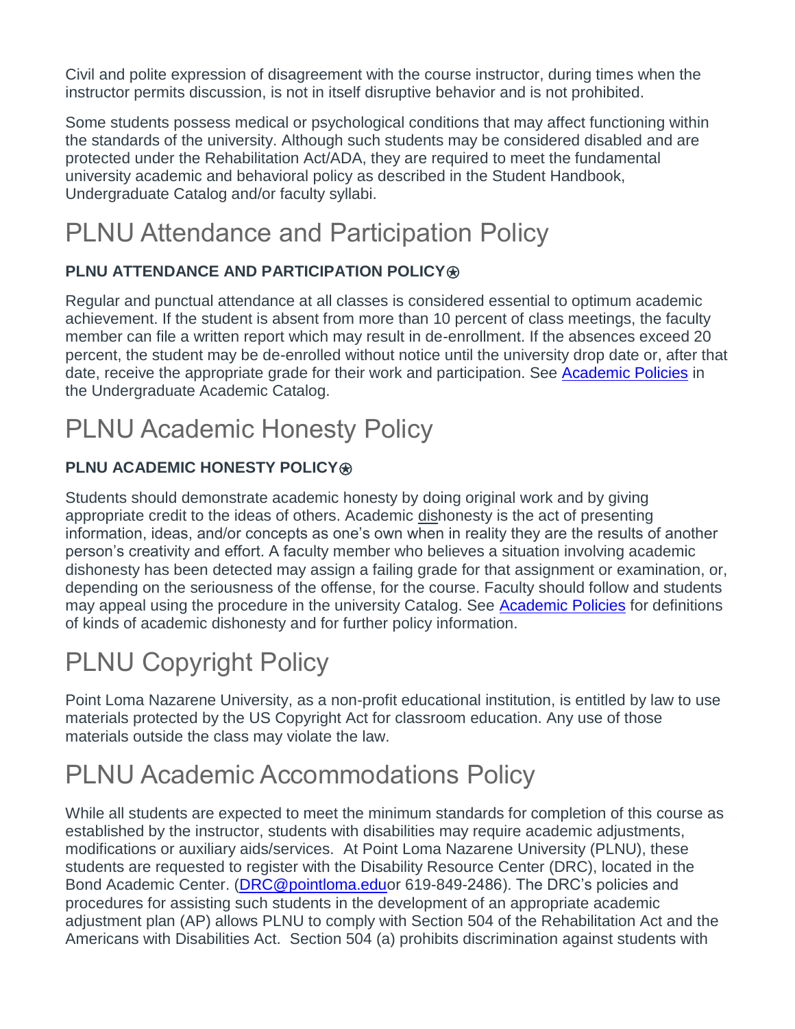Civil and polite expression of disagreement with the course instructor, during times when the instructor permits discussion, is not in itself disruptive behavior and is not prohibited.

Some students possess medical or psychological conditions that may affect functioning within the standards of the university. Although such students may be considered disabled and are protected under the Rehabilitation Act/ADA, they are required to meet the fundamental university academic and behavioral policy as described in the Student Handbook, Undergraduate Catalog and/or faculty syllabi.

# PLNU Attendance and Participation Policy

**PLNU ATTENDANCE AND PARTICIPATION POLICY⍟**

Regular and punctual attendance at all classes is considered essential to optimum academic achievement. If the student is absent from more than 10 percent of class meetings, the faculty member can file a written report which may result in de-enrollment. If the absences exceed 20 percent, the student may be de-enrolled without notice until the university drop date or, after that date, receive the appropriate grade for their work and participation. See [Academic Policies] in the Undergraduate Academic Catalog.

# PLNU Academic Honesty Policy

**PLNU ACADEMIC HONESTY POLICY⍟**

Students should demonstrate academic honesty by doing original work and by giving appropriate credit to the ideas of others. Academic dishonesty is the act of presenting information, ideas, and/or concepts as one's own when in reality they are the results of another person's creativity and effort. A faculty member who believes a situation involving academic dishonesty has been detected may assign a failing grade for that assignment or examination, or, depending on the seriousness of the offense, for the course. Faculty should follow and students may appeal using the procedure in the university Catalog. See [Academic Policies] for definitions of kinds of academic dishonesty and for further policy information.

# PLNU Copyright Policy

Point Loma Nazarene University, as a non-profit educational institution, is entitled by law to use materials protected by the US Copyright Act for classroom education. Any use of those materials outside the class may violate the law.

# PLNU Academic Accommodations Policy

While all students are expected to meet the minimum standards for completion of this course as established by the instructor, students with disabilities may require academic adjustments, modifications or auxiliary aids/services. At Point Loma Nazarene University (PLNU), these students are requested to register with the Disability Resource Center (DRC), located in the Bond Academic Center. (DRC@pointloma.eduor 619-849-2486). The DRC's policies and procedures for assisting such students in the development of an appropriate academic adjustment plan (AP) allows PLNU to comply with Section 504 of the Rehabilitation Act and the Americans with Disabilities Act. Section 504 (a) prohibits discrimination against students with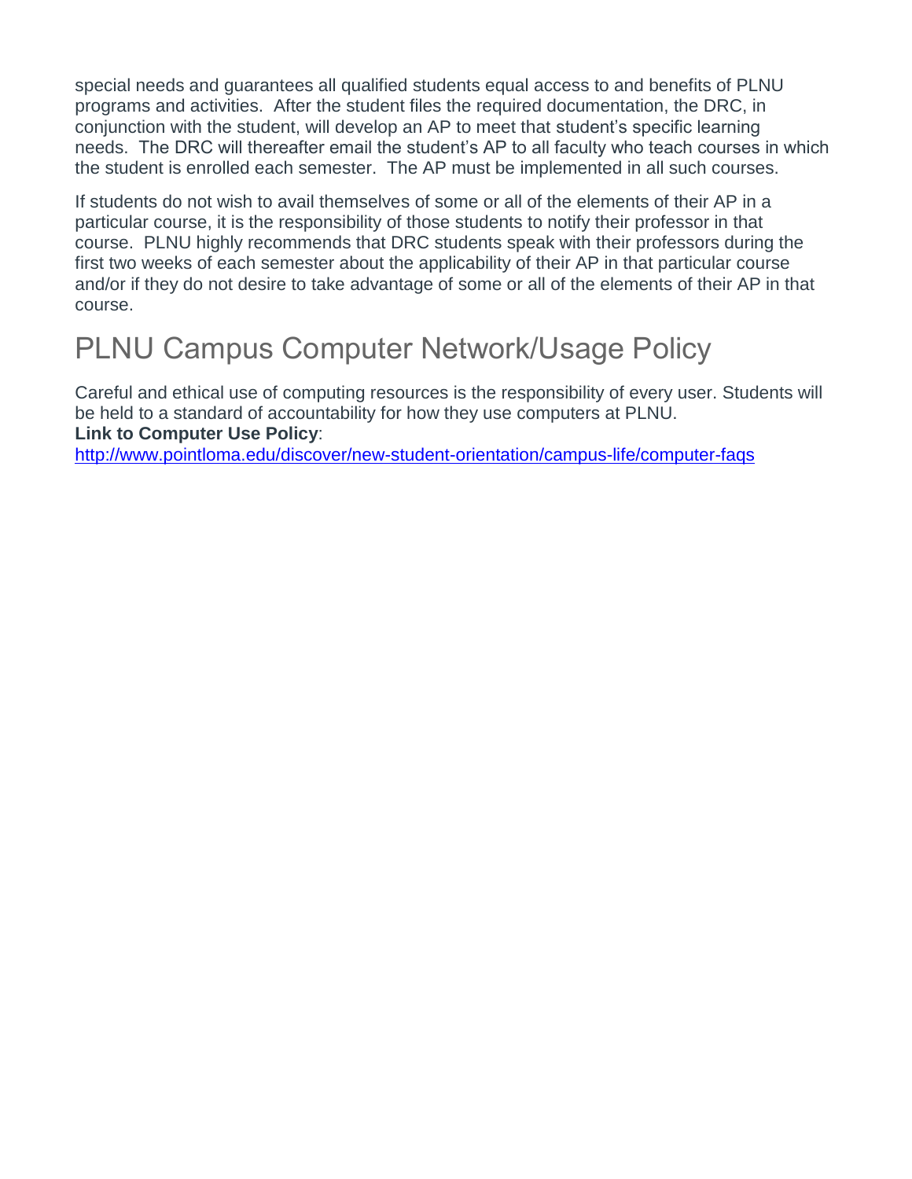special needs and guarantees all qualified students equal access to and benefits of PLNU programs and activities. After the student files the required documentation, the DRC, in conjunction with the student, will develop an AP to meet that student's specific learning needs. The DRC will thereafter email the student's AP to all faculty who teach courses in which the student is enrolled each semester. The AP must be implemented in all such courses.

If students do not wish to avail themselves of some or all of the elements of their AP in a particular course, it is the responsibility of those students to notify their professor in that course. PLNU highly recommends that DRC students speak with their professors during the first two weeks of each semester about the applicability of their AP in that particular course and/or if they do not desire to take advantage of some or all of the elements of their AP in that course.

# PLNU Campus Computer Network/Usage Policy

Careful and ethical use of computing resources is the responsibility of every user. Students will be held to a standard of accountability for how they use computers at PLNU.
**Link to Computer Use Policy**:
[http://www.pointloma.edu/discover/new-student-orientation/campus-life/computer-faqs](http://www.pointloma.edu/discover/new-student-orientation/campus-life/computer-faqs)